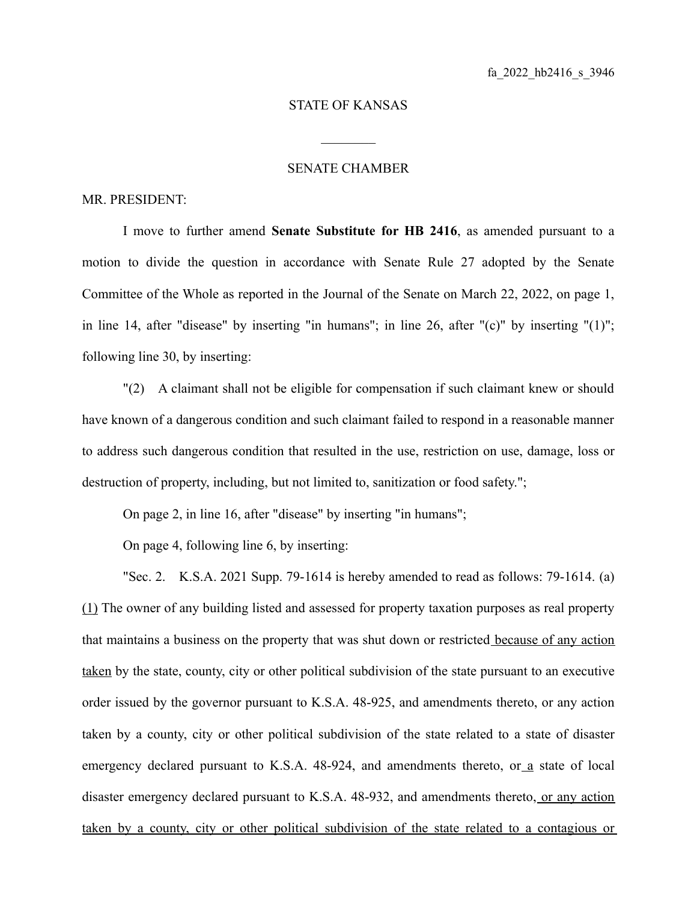fa_2022_hb2416_s_3946

STATE OF KANSAS

________

SENATE CHAMBER

MR. PRESIDENT:

I move to further amend **Senate Substitute for HB 2416**, as amended pursuant to a motion to divide the question in accordance with Senate Rule 27 adopted by the Senate Committee of the Whole as reported in the Journal of the Senate on March 22, 2022, on page 1, in line 14, after "disease" by inserting "in humans"; in line 26, after "(c)" by inserting "(1)"; following line 30, by inserting:

"(2) A claimant shall not be eligible for compensation if such claimant knew or should have known of a dangerous condition and such claimant failed to respond in a reasonable manner to address such dangerous condition that resulted in the use, restriction on use, damage, loss or destruction of property, including, but not limited to, sanitization or food safety.";

On page 2, in line 16, after "disease" by inserting "in humans";

On page 4, following line 6, by inserting:

"Sec. 2. K.S.A. 2021 Supp. 79-1614 is hereby amended to read as follows: 79-1614. (a) <u>(1)</u> The owner of any building listed and assessed for property taxation purposes as real property that maintains a business on the property that was shut down or restricted <u>because of any action taken</u> by the state, county, city or other political subdivision of the state pursuant to an executive order issued by the governor pursuant to K.S.A. 48-925, and amendments thereto, or any action taken by a county, city or other political subdivision of the state related to a state of disaster emergency declared pursuant to K.S.A. 48-924, and amendments thereto, or <u>a</u> state of local disaster emergency declared pursuant to K.S.A. 48-932, and amendments thereto, <u>or any action taken by a county, city or other political subdivision of the state related to a contagious or</u>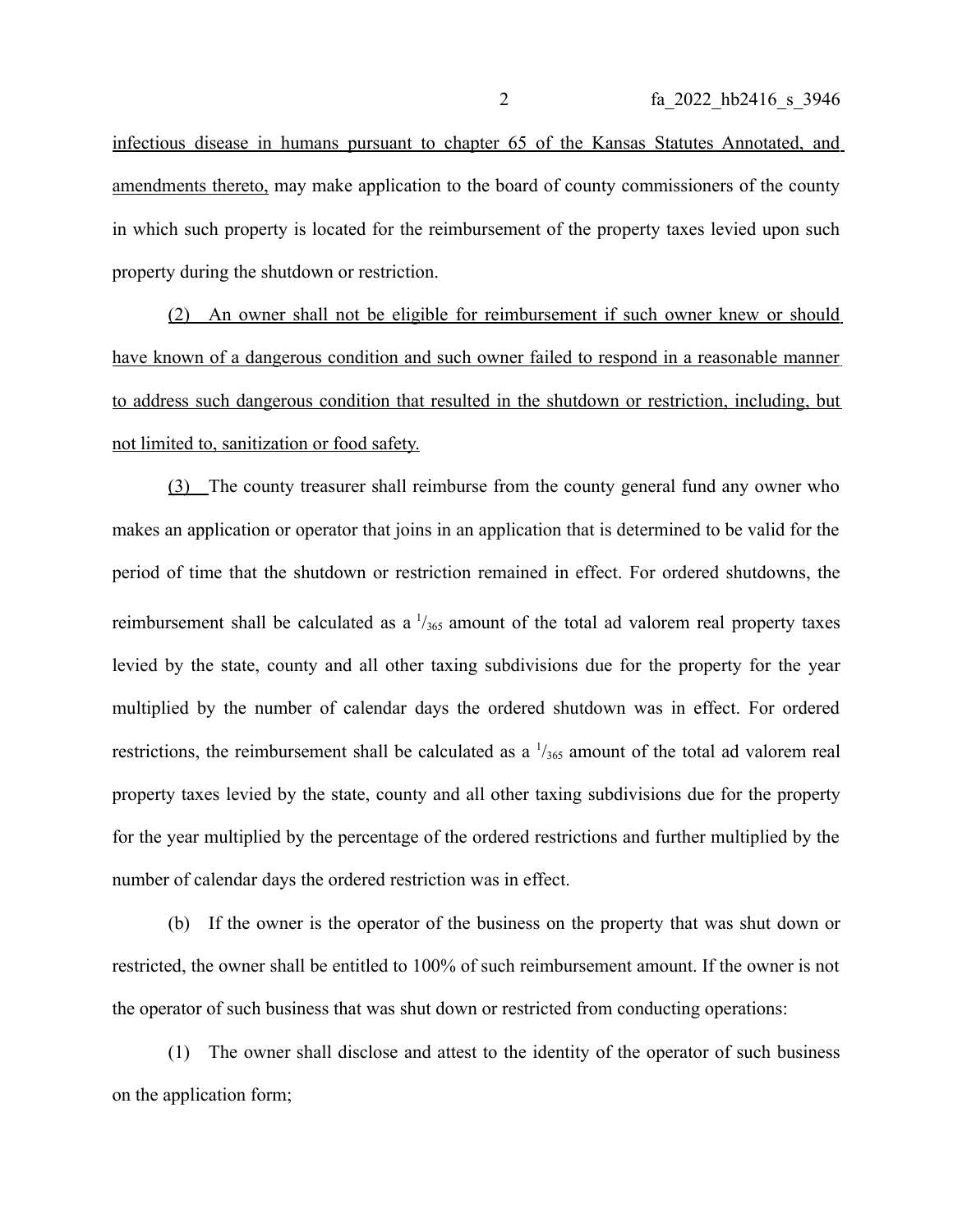infectious disease in humans pursuant to chapter 65 of the Kansas Statutes Annotated, and amendments thereto, may make application to the board of county commissioners of the county in which such property is located for the reimbursement of the property taxes levied upon such property during the shutdown or restriction.

(2) An owner shall not be eligible for reimbursement if such owner knew or should have known of a dangerous condition and such owner failed to respond in a reasonable manner to address such dangerous condition that resulted in the shutdown or restriction, including, but not limited to, sanitization or food safety.

(3) The county treasurer shall reimburse from the county general fund any owner who makes an application or operator that joins in an application that is determined to be valid for the period of time that the shutdown or restriction remained in effect. For ordered shutdowns, the reimbursement shall be calculated as a $^{1}/_{365}$ amount of the total ad valorem real property taxes levied by the state, county and all other taxing subdivisions due for the property for the year multiplied by the number of calendar days the ordered shutdown was in effect. For ordered restrictions, the reimbursement shall be calculated as a $^{1}/_{365}$ amount of the total ad valorem real property taxes levied by the state, county and all other taxing subdivisions due for the property for the year multiplied by the percentage of the ordered restrictions and further multiplied by the number of calendar days the ordered restriction was in effect.

(b) If the owner is the operator of the business on the property that was shut down or restricted, the owner shall be entitled to 100% of such reimbursement amount. If the owner is not the operator of such business that was shut down or restricted from conducting operations:

(1) The owner shall disclose and attest to the identity of the operator of such business on the application form;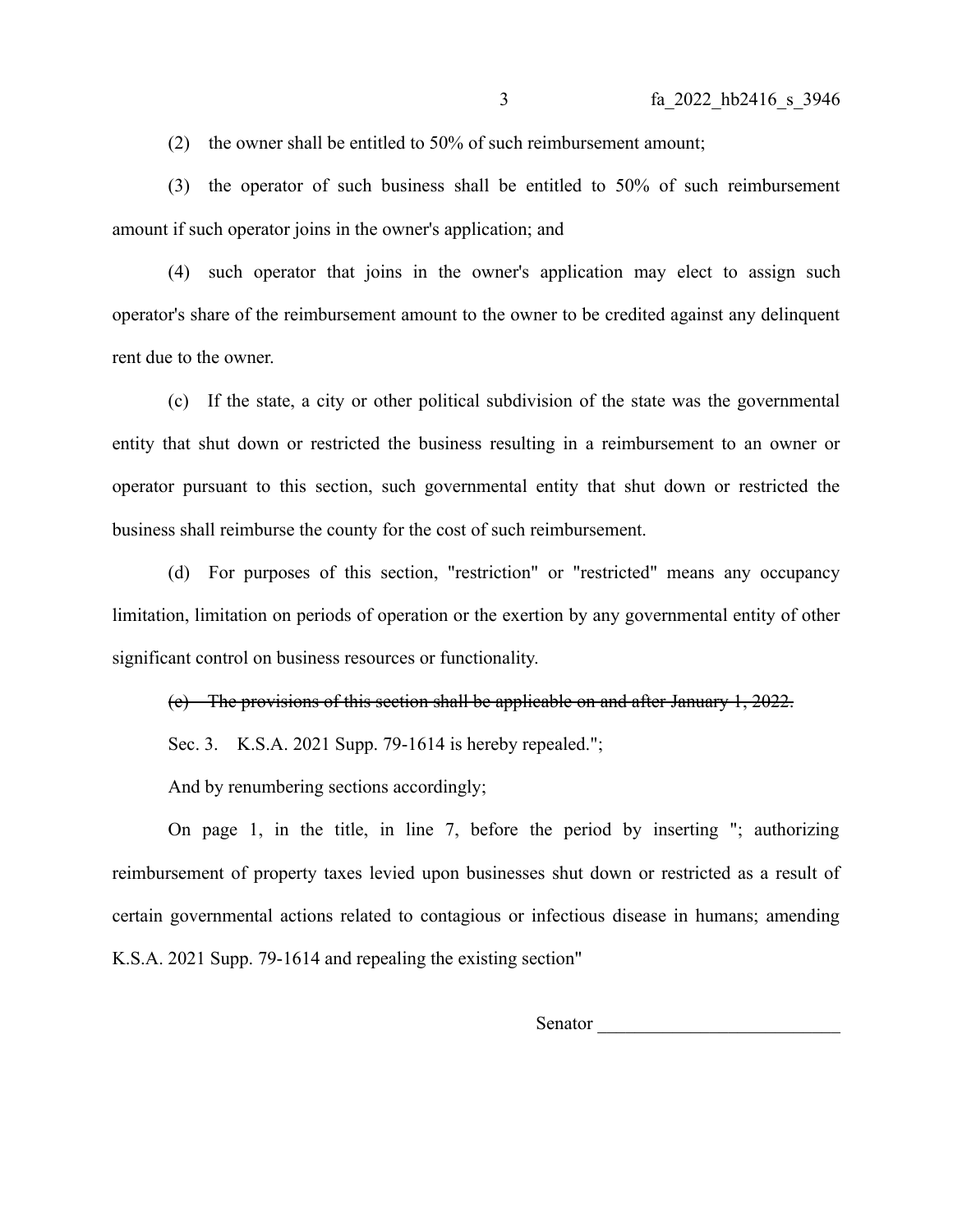(2) the owner shall be entitled to 50% of such reimbursement amount;

(3) the operator of such business shall be entitled to 50% of such reimbursement amount if such operator joins in the owner's application; and

(4) such operator that joins in the owner's application may elect to assign such operator's share of the reimbursement amount to the owner to be credited against any delinquent rent due to the owner.

(c) If the state, a city or other political subdivision of the state was the governmental entity that shut down or restricted the business resulting in a reimbursement to an owner or operator pursuant to this section, such governmental entity that shut down or restricted the business shall reimburse the county for the cost of such reimbursement.

(d) For purposes of this section, "restriction" or "restricted" means any occupancy limitation, limitation on periods of operation or the exertion by any governmental entity of other significant control on business resources or functionality.

~~(e) The provisions of this section shall be applicable on and after January 1, 2022.~~

Sec. 3. K.S.A. 2021 Supp. 79-1614 is hereby repealed.";

And by renumbering sections accordingly;

On page 1, in the title, in line 7, before the period by inserting "; authorizing reimbursement of property taxes levied upon businesses shut down or restricted as a result of certain governmental actions related to contagious or infectious disease in humans; amending K.S.A. 2021 Supp. 79-1614 and repealing the existing section"

Senator \_\_\_\_\_\_\_\_\_\_\_\_\_\_\_\_\_\_\_\_\_\_\_\_\_